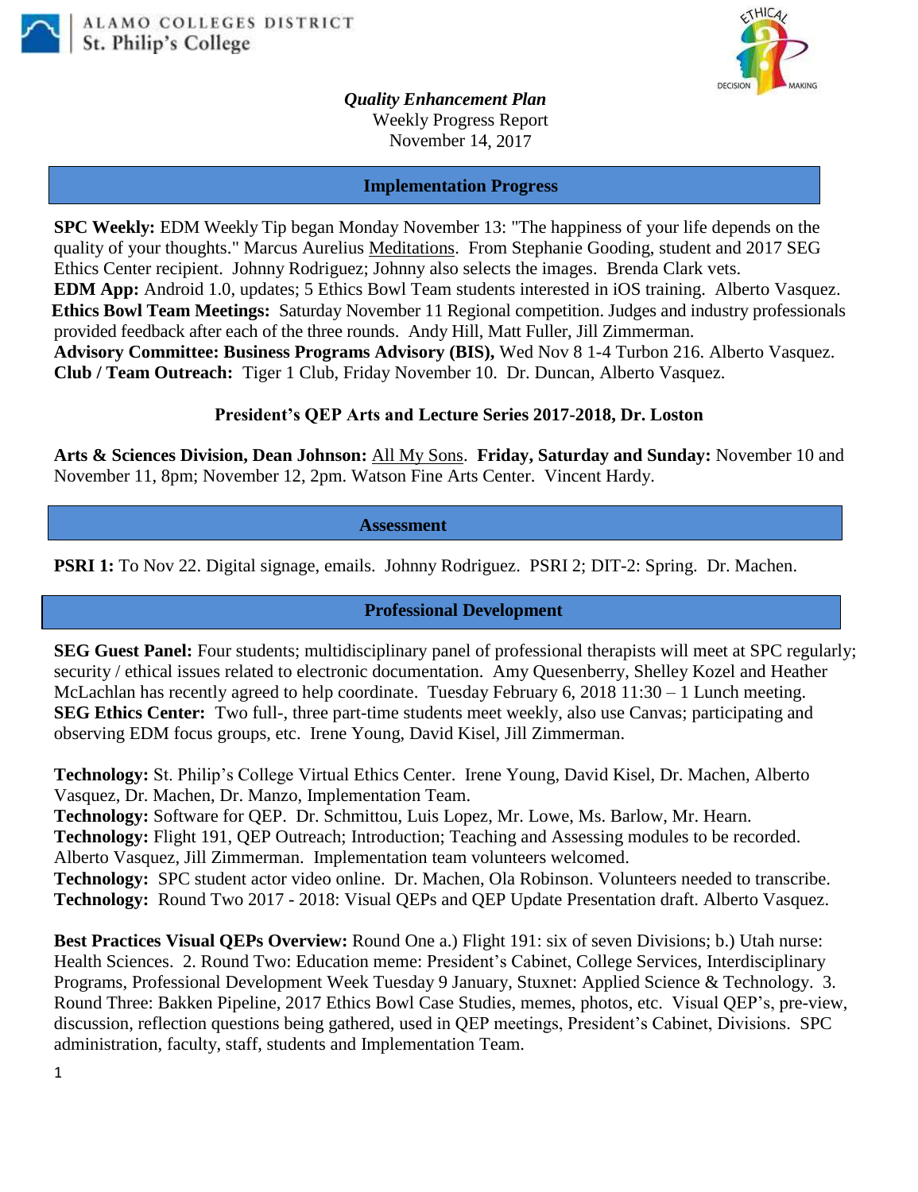ALAMO COLLEGES DISTRICT
St. Philip's College

***Quality Enhancement Plan***

Weekly Progress Report

November 14, 2017

## Implementation Progress

**SPC Weekly:** EDM Weekly Tip began Monday November 13: "The happiness of your life depends on the quality of your thoughts." Marcus Aurelius Meditations. From Stephanie Gooding, student and 2017 SEG Ethics Center recipient. Johnny Rodriguez; Johnny also selects the images. Brenda Clark vets.
**EDM App:** Android 1.0, updates; 5 Ethics Bowl Team students interested in iOS training. Alberto Vasquez.
**Ethics Bowl Team Meetings:** Saturday November 11 Regional competition. Judges and industry professionals provided feedback after each of the three rounds. Andy Hill, Matt Fuller, Jill Zimmerman.
**Advisory Committee: Business Programs Advisory (BIS),** Wed Nov 8 1-4 Turbon 216. Alberto Vasquez.
**Club / Team Outreach:** Tiger 1 Club, Friday November 10. Dr. Duncan, Alberto Vasquez.

### President's QEP Arts and Lecture Series 2017-2018, Dr. Loston

**Arts & Sciences Division, Dean Johnson:** All My Sons. **Friday, Saturday and Sunday:** November 10 and November 11, 8pm; November 12, 2pm. Watson Fine Arts Center. Vincent Hardy.

## Assessment

**PSRI 1:** To Nov 22. Digital signage, emails. Johnny Rodriguez. PSRI 2; DIT-2: Spring. Dr. Machen.

## Professional Development

**SEG Guest Panel:** Four students; multidisciplinary panel of professional therapists will meet at SPC regularly; security / ethical issues related to electronic documentation. Amy Quesenberry, Shelley Kozel and Heather McLachlan has recently agreed to help coordinate. Tuesday February 6, 2018 11:30 – 1 Lunch meeting.
**SEG Ethics Center:** Two full-, three part-time students meet weekly, also use Canvas; participating and observing EDM focus groups, etc. Irene Young, David Kisel, Jill Zimmerman.

**Technology:** St. Philip's College Virtual Ethics Center. Irene Young, David Kisel, Dr. Machen, Alberto Vasquez, Dr. Machen, Dr. Manzo, Implementation Team.
**Technology:** Software for QEP. Dr. Schmittou, Luis Lopez, Mr. Lowe, Ms. Barlow, Mr. Hearn.
**Technology:** Flight 191, QEP Outreach; Introduction; Teaching and Assessing modules to be recorded. Alberto Vasquez, Jill Zimmerman. Implementation team volunteers welcomed.
**Technology:** SPC student actor video online. Dr. Machen, Ola Robinson. Volunteers needed to transcribe.
**Technology:** Round Two 2017 - 2018: Visual QEPs and QEP Update Presentation draft. Alberto Vasquez.

**Best Practices Visual QEPs Overview:** Round One a.) Flight 191: six of seven Divisions; b.) Utah nurse: Health Sciences. 2. Round Two: Education meme: President's Cabinet, College Services, Interdisciplinary Programs, Professional Development Week Tuesday 9 January, Stuxnet: Applied Science & Technology. 3. Round Three: Bakken Pipeline, 2017 Ethics Bowl Case Studies, memes, photos, etc. Visual QEP's, pre-view, discussion, reflection questions being gathered, used in QEP meetings, President's Cabinet, Divisions. SPC administration, faculty, staff, students and Implementation Team.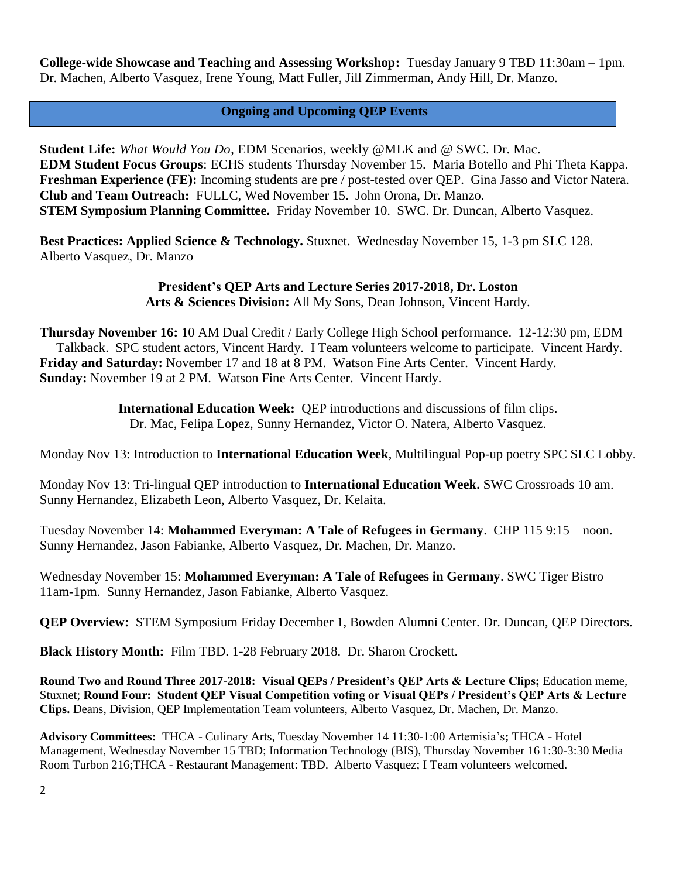**College-wide Showcase and Teaching and Assessing Workshop:** Tuesday January 9 TBD 11:30am – 1pm. Dr. Machen, Alberto Vasquez, Irene Young, Matt Fuller, Jill Zimmerman, Andy Hill, Dr. Manzo.

## Ongoing and Upcoming QEP Events

**Student Life:** *What Would You Do*, EDM Scenarios, weekly @MLK and @ SWC. Dr. Mac.
**EDM Student Focus Groups**: ECHS students Thursday November 15. Maria Botello and Phi Theta Kappa.
**Freshman Experience (FE):** Incoming students are pre / post-tested over QEP. Gina Jasso and Victor Natera.
**Club and Team Outreach:** FULLC, Wed November 15. John Orona, Dr. Manzo.
**STEM Symposium Planning Committee.** Friday November 10. SWC. Dr. Duncan, Alberto Vasquez.

**Best Practices: Applied Science & Technology.** Stuxnet. Wednesday November 15, 1-3 pm SLC 128. Alberto Vasquez, Dr. Manzo

**President's QEP Arts and Lecture Series 2017-2018, Dr. Loston**
**Arts & Sciences Division:** All My Sons, Dean Johnson, Vincent Hardy.

**Thursday November 16:** 10 AM Dual Credit / Early College High School performance. 12-12:30 pm, EDM Talkback. SPC student actors, Vincent Hardy. I Team volunteers welcome to participate. Vincent Hardy.
**Friday and Saturday:** November 17 and 18 at 8 PM. Watson Fine Arts Center. Vincent Hardy.
**Sunday:** November 19 at 2 PM. Watson Fine Arts Center. Vincent Hardy.

**International Education Week:** QEP introductions and discussions of film clips.
Dr. Mac, Felipa Lopez, Sunny Hernandez, Victor O. Natera, Alberto Vasquez.

Monday Nov 13: Introduction to **International Education Week**, Multilingual Pop-up poetry SPC SLC Lobby.

Monday Nov 13: Tri-lingual QEP introduction to **International Education Week.** SWC Crossroads 10 am. Sunny Hernandez, Elizabeth Leon, Alberto Vasquez, Dr. Kelaita.

Tuesday November 14: **Mohammed Everyman: A Tale of Refugees in Germany**. CHP 115 9:15 – noon. Sunny Hernandez, Jason Fabianke, Alberto Vasquez, Dr. Machen, Dr. Manzo.

Wednesday November 15: **Mohammed Everyman: A Tale of Refugees in Germany**. SWC Tiger Bistro 11am-1pm. Sunny Hernandez, Jason Fabianke, Alberto Vasquez.

**QEP Overview:** STEM Symposium Friday December 1, Bowden Alumni Center. Dr. Duncan, QEP Directors.

**Black History Month:** Film TBD. 1-28 February 2018. Dr. Sharon Crockett.

**Round Two and Round Three 2017-2018: Visual QEPs / President's QEP Arts & Lecture Clips;** Education meme, Stuxnet; **Round Four: Student QEP Visual Competition voting or Visual QEPs / President's QEP Arts & Lecture Clips.** Deans, Division, QEP Implementation Team volunteers, Alberto Vasquez, Dr. Machen, Dr. Manzo.

**Advisory Committees:** THCA - Culinary Arts, Tuesday November 14 11:30-1:00 Artemisia's**;** THCA - Hotel Management, Wednesday November 15 TBD; Information Technology (BIS), Thursday November 16 1:30-3:30 Media Room Turbon 216;THCA - Restaurant Management: TBD. Alberto Vasquez; I Team volunteers welcomed.